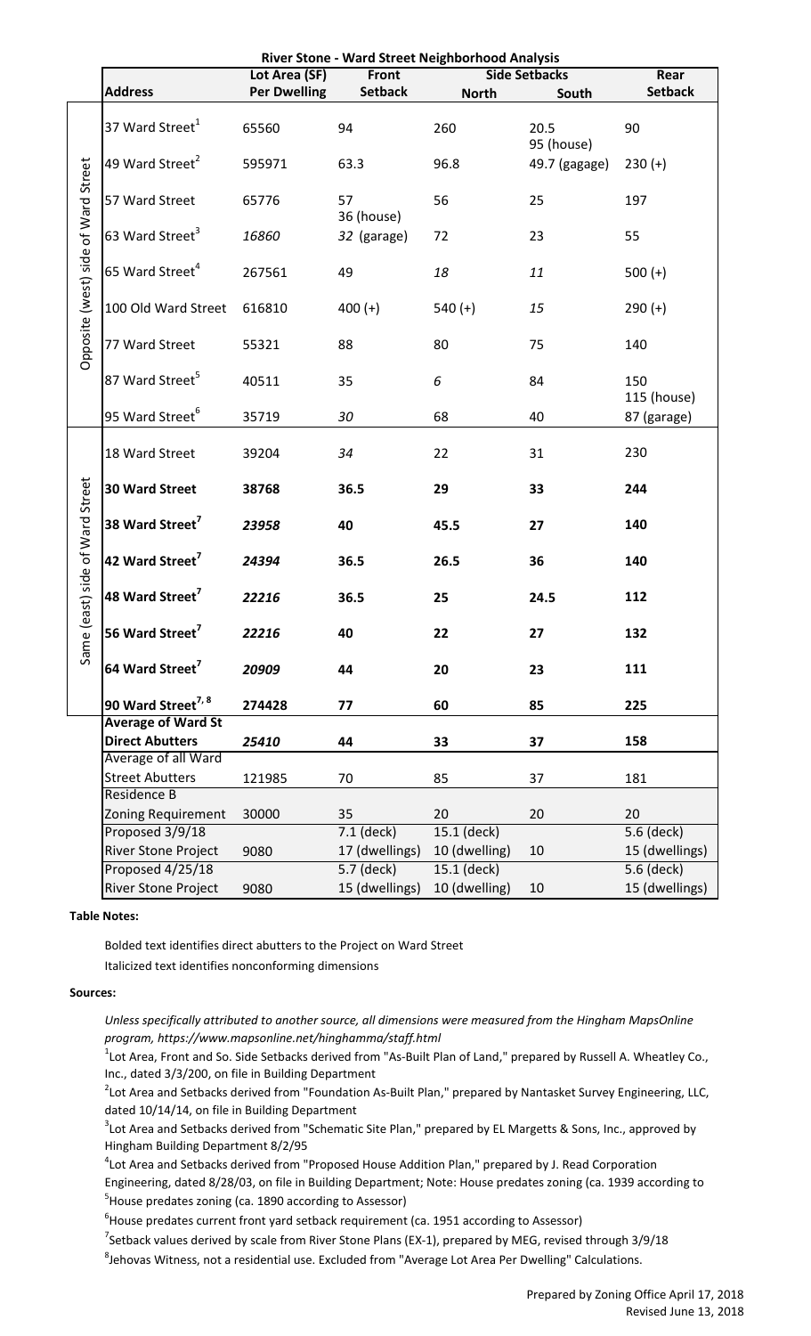# River Stone - Ward Street Neighborhood Analysis

| | Address | Lot Area (SF) Per Dwelling | Front Setback | Side Setbacks North | Side Setbacks South | Rear Setback |
|---|---|---|---|---|---|---|
| Opposite (west) side of Ward Street | 37 Ward Street[1] | 65560 | 94 | 260 | 20.5 | 90 |
| | 49 Ward Street[2] | 595971 | 63.3 | 96.8 | 95 (house) 49.7 (gagage) | 230 (+) |
| | 57 Ward Street | 65776 | 57 | 56 | 25 | 197 |
| | 63 Ward Street[3] | *16860* | 36 (house) *32* (garage) | 72 | 23 | 55 |
| | 65 Ward Street[4] | 267561 | 49 | *18* | *11* | 500 (+) |
| | 100 Old Ward Street | 616810 | 400 (+) | 540 (+) | *15* | 290 (+) |
| | 77 Ward Street | 55321 | 88 | 80 | 75 | 140 |
| | 87 Ward Street[5] | 40511 | 35 | *6* | 84 | 150 |
| | 95 Ward Street[6] | 35719 | *30* | 68 | 40 | 115 (house) 87 (garage) |
| Same (east) side of Ward Street | 18 Ward Street | 39204 | *34* | 22 | 31 | 230 |
| | **30 Ward Street** | **38768** | **36.5** | **29** | **33** | **244** |
| | **38 Ward Street[7]** | ***23958*** | **40** | **45.5** | **27** | **140** |
| | **42 Ward Street[7]** | ***24394*** | **36.5** | **26.5** | **36** | **140** |
| | **48 Ward Street[7]** | ***22216*** | **36.5** | **25** | **24.5** | **112** |
| | **56 Ward Street[7]** | ***22216*** | **40** | **22** | **27** | **132** |
| | **64 Ward Street[7]** | ***20909*** | **44** | **20** | **23** | **111** |
| | **90 Ward Street[7, 8]** | **274428** | **77** | **60** | **85** | **225** |
| | **Average of Ward St Direct Abutters** | ***25410*** | **44** | **33** | **37** | **158** |
| | Average of all Ward Street Abutters | 121985 | 70 | 85 | 37 | 181 |
| | Residence B Zoning Requirement | 30000 | 35 | 20 | 20 | 20 |
| | Proposed 3/9/18 River Stone Project | 9080 | 7.1 (deck) 17 (dwellings) | 15.1 (deck) 10 (dwelling) | 10 | 5.6 (deck) 15 (dwellings) |
| | Proposed 4/25/18 River Stone Project | 9080 | 5.7 (deck) 15 (dwellings) | 15.1 (deck) 10 (dwelling) | 10 | 5.6 (deck) 15 (dwellings) |

**Table Notes:**

Bolded text identifies direct abutters to the Project on Ward Street

Italicized text identifies nonconforming dimensions

**Sources:**

*Unless specifically attributed to another source, all dimensions were measured from the Hingham MapsOnline program, https://www.mapsonline.net/hinghamma/staff.html*

[1]Lot Area, Front and So. Side Setbacks derived from "As-Built Plan of Land," prepared by Russell A. Wheatley Co., Inc., dated 3/3/200, on file in Building Department

[2]Lot Area and Setbacks derived from "Foundation As-Built Plan," prepared by Nantasket Survey Engineering, LLC, dated 10/14/14, on file in Building Department

[3]Lot Area and Setbacks derived from "Schematic Site Plan," prepared by EL Margetts & Sons, Inc., approved by Hingham Building Department 8/2/95

[4]Lot Area and Setbacks derived from "Proposed House Addition Plan," prepared by J. Read Corporation Engineering, dated 8/28/03, on file in Building Department; Note: House predates zoning (ca. 1939 according to

[5]House predates zoning (ca. 1890 according to Assessor)

[6]House predates current front yard setback requirement (ca. 1951 according to Assessor)

[7]Setback values derived by scale from River Stone Plans (EX-1), prepared by MEG, revised through 3/9/18

[8]Jehovas Witness, not a residential use. Excluded from "Average Lot Area Per Dwelling" Calculations.

Prepared by Zoning Office April 17, 2018
Revised June 13, 2018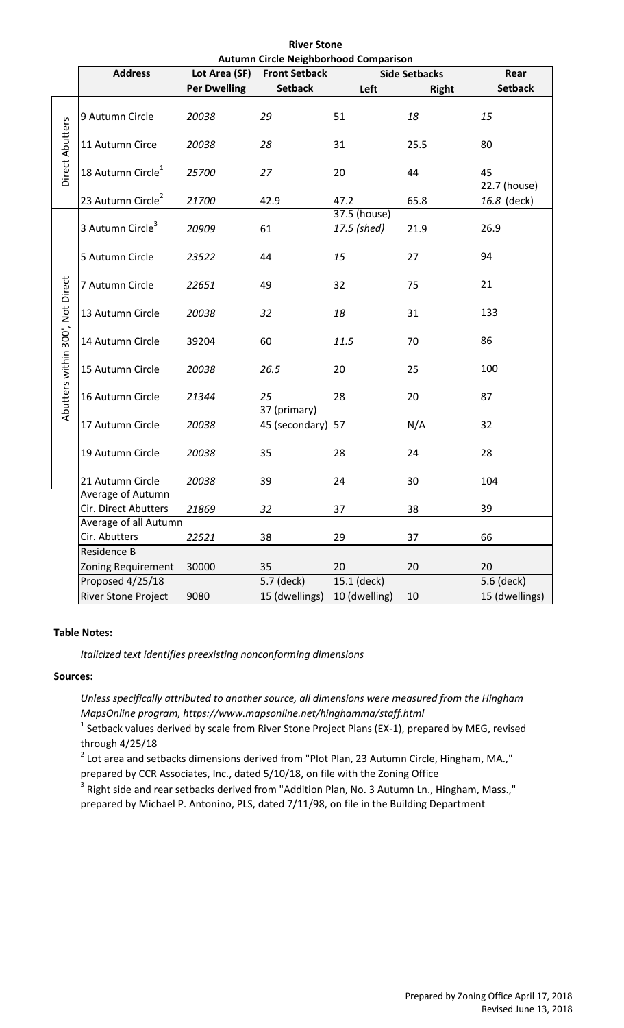**River Stone**
**Autumn Circle Neighborhood Comparison**

| | Address | Lot Area (SF) Per Dwelling | Front Setback Setback | Side Setbacks Left | Side Setbacks Right | Rear Setback |
|---|---|---|---|---|---|---|
| Direct Abutters | 9 Autumn Circle | *20038* | *29* | 51 | *18* | *15* |
| Direct Abutters | 11 Autumn Circe | *20038* | *28* | 31 | 25.5 | 80 |
| Direct Abutters | 18 Autumn Circle[1] | *25700* | *27* | 20 | 44 | 45 |
| Direct Abutters | 23 Autumn Circle[2] | *21700* | 42.9 | 47.2 | 65.8 | 22.7 (house) *16.8* (deck) |
| Abutters within 300', Not Direct | 3 Autumn Circle[3] | *20909* | 61 | 37.5 (house) *17.5 (shed)* | 21.9 | 26.9 |
| Abutters within 300', Not Direct | 5 Autumn Circle | *23522* | 44 | *15* | 27 | 94 |
| Abutters within 300', Not Direct | 7 Autumn Circle | *22651* | 49 | 32 | 75 | 21 |
| Abutters within 300', Not Direct | 13 Autumn Circle | *20038* | *32* | *18* | 31 | 133 |
| Abutters within 300', Not Direct | 14 Autumn Circle | 39204 | 60 | *11.5* | 70 | 86 |
| Abutters within 300', Not Direct | 15 Autumn Circle | *20038* | *26.5* | 20 | 25 | 100 |
| Abutters within 300', Not Direct | 16 Autumn Circle | *21344* | *25* | 28 | 20 | 87 |
| Abutters within 300', Not Direct | 17 Autumn Circle | *20038* | 37 (primary) 45 (secondary) | 57 | N/A | 32 |
| Abutters within 300', Not Direct | 19 Autumn Circle | *20038* | 35 | 28 | 24 | 28 |
| Abutters within 300', Not Direct | 21 Autumn Circle | *20038* | 39 | 24 | 30 | 104 |
| | Average of Autumn Cir. Direct Abutters | *21869* | *32* | 37 | 38 | 39 |
| | Average of all Autumn Cir. Abutters | *22521* | 38 | 29 | 37 | 66 |
| | Residence B Zoning Requirement | 30000 | 35 | 20 | 20 | 20 |
| | Proposed 4/25/18 River Stone Project | 9080 | 5.7 (deck) 15 (dwellings) | 15.1 (deck) 10 (dwelling) | 10 | 5.6 (deck) 15 (dwellings) |

**Table Notes:**

*Italicized text identifies preexisting nonconforming dimensions*

**Sources:**

*Unless specifically attributed to another source, all dimensions were measured from the Hingham MapsOnline program, https://www.mapsonline.net/hinghamma/staff.html*

[1] Setback values derived by scale from River Stone Project Plans (EX-1), prepared by MEG, revised through 4/25/18

[2] Lot area and setbacks dimensions derived from "Plot Plan, 23 Autumn Circle, Hingham, MA.," prepared by CCR Associates, Inc., dated 5/10/18, on file with the Zoning Office

[3] Right side and rear setbacks derived from "Addition Plan, No. 3 Autumn Ln., Hingham, Mass.," prepared by Michael P. Antonino, PLS, dated 7/11/98, on file in the Building Department

Prepared by Zoning Office April 17, 2018
Revised June 13, 2018